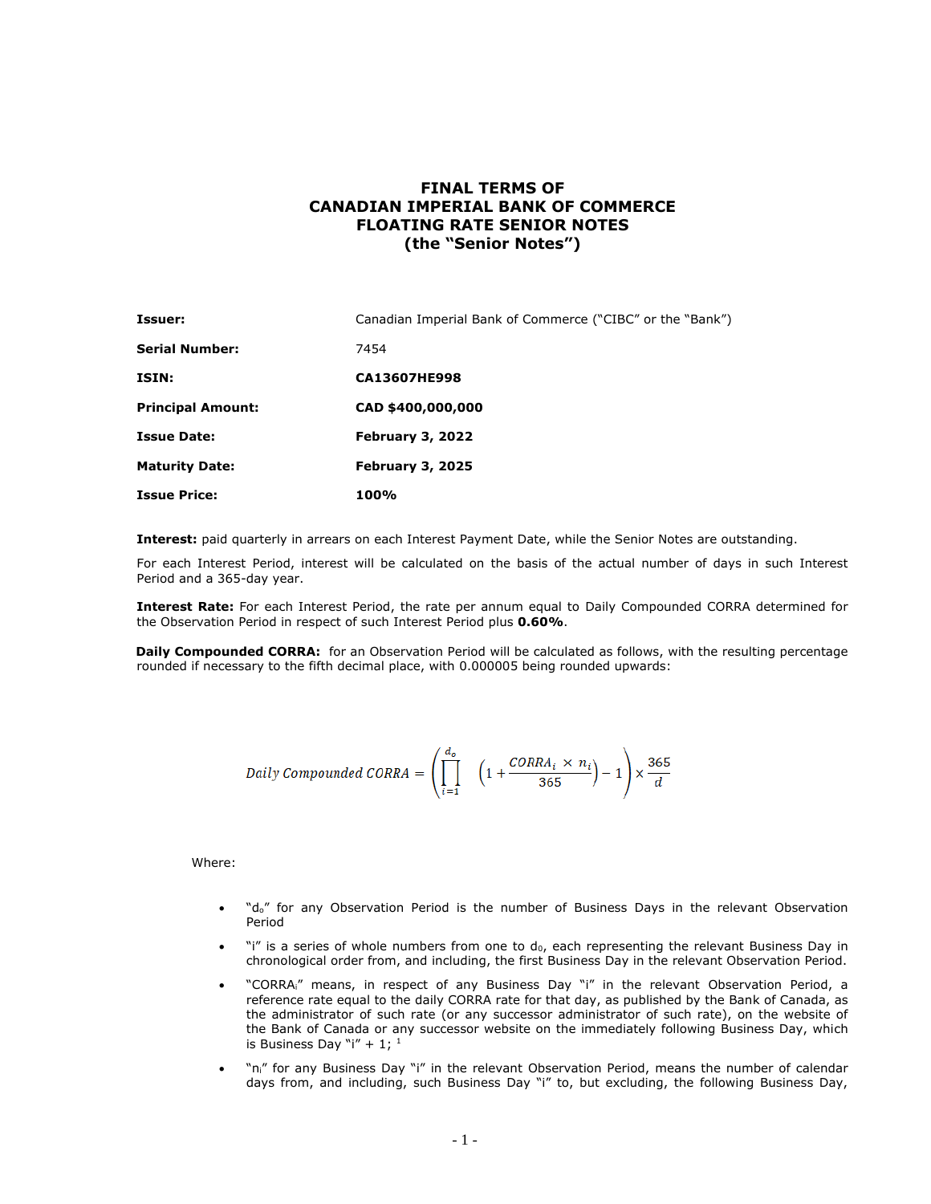# FINAL TERMS OF CANADIAN IMPERIAL BANK OF COMMERCE FLOATING RATE SENIOR NOTES (the "Senior Notes")

| | |
|---|---|
| **Issuer:** | Canadian Imperial Bank of Commerce ("CIBC" or the "Bank") |
| **Serial Number:** | 7454 |
| **ISIN:** | **CA13607HE998** |
| **Principal Amount:** | **CAD $400,000,000** |
| **Issue Date:** | **February 3, 2022** |
| **Maturity Date:** | **February 3, 2025** |
| **Issue Price:** | **100%** |

**Interest:** paid quarterly in arrears on each Interest Payment Date, while the Senior Notes are outstanding.

For each Interest Period, interest will be calculated on the basis of the actual number of days in such Interest Period and a 365-day year.

**Interest Rate:** For each Interest Period, the rate per annum equal to Daily Compounded CORRA determined for the Observation Period in respect of such Interest Period plus **0.60%**.

**Daily Compounded CORRA:** for an Observation Period will be calculated as follows, with the resulting percentage rounded if necessary to the fifth decimal place, with 0.000005 being rounded upwards:

$$Daily\ Compounded\ CORRA = \left(\prod_{i=1}^{d_o}\left(1 + \frac{CORRA_i \times n_i}{365}\right) - 1\right) \times \frac{365}{d}$$

Where:

- "$d_o$" for any Observation Period is the number of Business Days in the relevant Observation Period
- "i" is a series of whole numbers from one to $d_0$, each representing the relevant Business Day in chronological order from, and including, the first Business Day in the relevant Observation Period.
- "$CORRA_i$" means, in respect of any Business Day "i" in the relevant Observation Period, a reference rate equal to the daily CORRA rate for that day, as published by the Bank of Canada, as the administrator of such rate (or any successor administrator of such rate), on the website of the Bank of Canada or any successor website on the immediately following Business Day, which is Business Day "i" + 1; [1]
- "$n_i$" for any Business Day "i" in the relevant Observation Period, means the number of calendar days from, and including, such Business Day "i" to, but excluding, the following Business Day,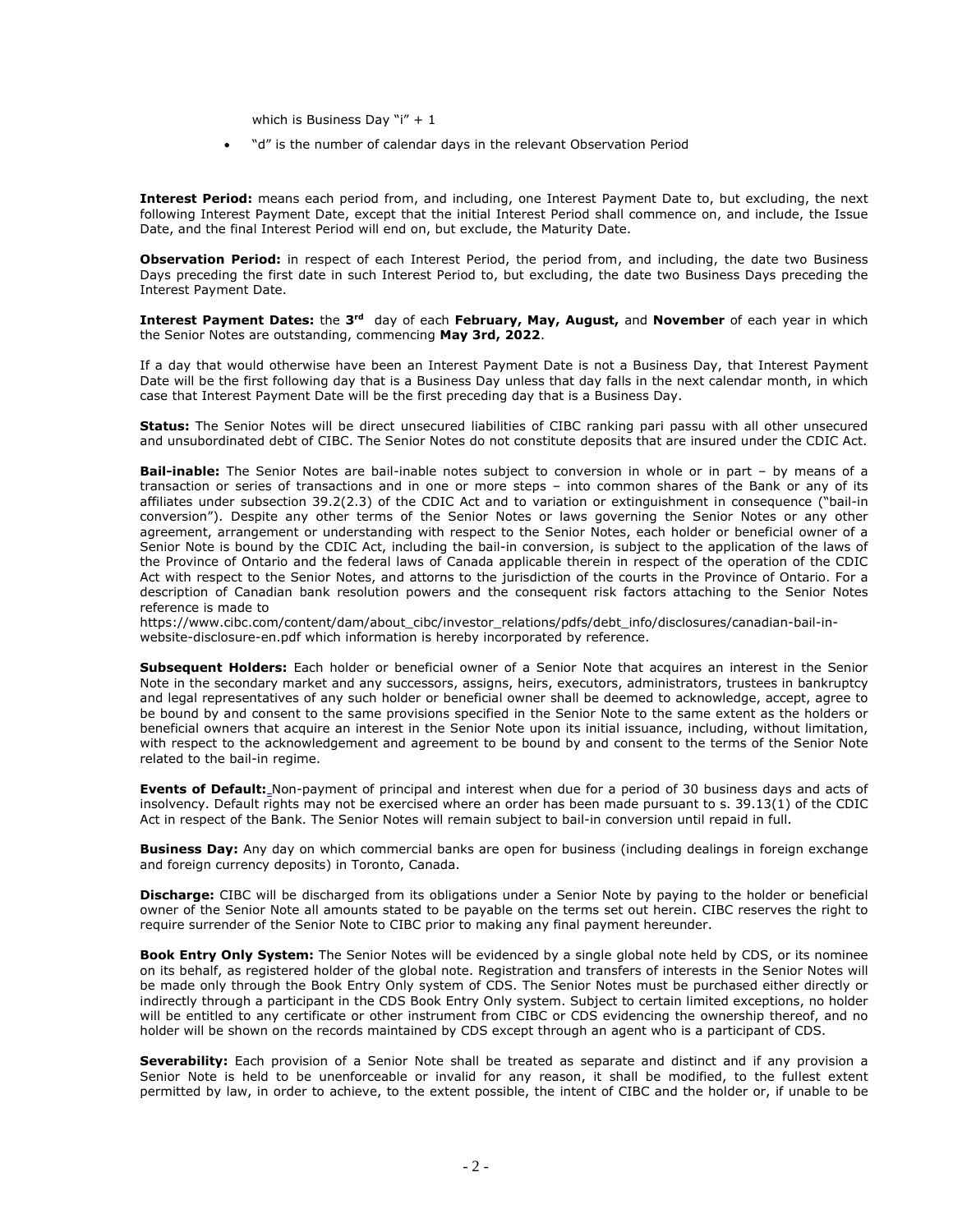which is Business Day "i" + 1

- "d" is the number of calendar days in the relevant Observation Period

**Interest Period:** means each period from, and including, one Interest Payment Date to, but excluding, the next following Interest Payment Date, except that the initial Interest Period shall commence on, and include, the Issue Date, and the final Interest Period will end on, but exclude, the Maturity Date.

**Observation Period:** in respect of each Interest Period, the period from, and including, the date two Business Days preceding the first date in such Interest Period to, but excluding, the date two Business Days preceding the Interest Payment Date.

**Interest Payment Dates:** the **3rd** day of each **February, May, August,** and **November** of each year in which the Senior Notes are outstanding, commencing **May 3rd, 2022**.

If a day that would otherwise have been an Interest Payment Date is not a Business Day, that Interest Payment Date will be the first following day that is a Business Day unless that day falls in the next calendar month, in which case that Interest Payment Date will be the first preceding day that is a Business Day.

**Status:** The Senior Notes will be direct unsecured liabilities of CIBC ranking pari passu with all other unsecured and unsubordinated debt of CIBC. The Senior Notes do not constitute deposits that are insured under the CDIC Act.

**Bail-inable:** The Senior Notes are bail-inable notes subject to conversion in whole or in part – by means of a transaction or series of transactions and in one or more steps – into common shares of the Bank or any of its affiliates under subsection 39.2(2.3) of the CDIC Act and to variation or extinguishment in consequence ("bail-in conversion"). Despite any other terms of the Senior Notes or laws governing the Senior Notes or any other agreement, arrangement or understanding with respect to the Senior Notes, each holder or beneficial owner of a Senior Note is bound by the CDIC Act, including the bail-in conversion, is subject to the application of the laws of the Province of Ontario and the federal laws of Canada applicable therein in respect of the operation of the CDIC Act with respect to the Senior Notes, and attorns to the jurisdiction of the courts in the Province of Ontario. For a description of Canadian bank resolution powers and the consequent risk factors attaching to the Senior Notes reference is made to
https://www.cibc.com/content/dam/about_cibc/investor_relations/pdfs/debt_info/disclosures/canadian-bail-in-website-disclosure-en.pdf which information is hereby incorporated by reference.

**Subsequent Holders:** Each holder or beneficial owner of a Senior Note that acquires an interest in the Senior Note in the secondary market and any successors, assigns, heirs, executors, administrators, trustees in bankruptcy and legal representatives of any such holder or beneficial owner shall be deemed to acknowledge, accept, agree to be bound by and consent to the same provisions specified in the Senior Note to the same extent as the holders or beneficial owners that acquire an interest in the Senior Note upon its initial issuance, including, without limitation, with respect to the acknowledgement and agreement to be bound by and consent to the terms of the Senior Note related to the bail-in regime.

**Events of Default:** Non-payment of principal and interest when due for a period of 30 business days and acts of insolvency. Default rights may not be exercised where an order has been made pursuant to s. 39.13(1) of the CDIC Act in respect of the Bank. The Senior Notes will remain subject to bail-in conversion until repaid in full.

**Business Day:** Any day on which commercial banks are open for business (including dealings in foreign exchange and foreign currency deposits) in Toronto, Canada.

**Discharge:** CIBC will be discharged from its obligations under a Senior Note by paying to the holder or beneficial owner of the Senior Note all amounts stated to be payable on the terms set out herein. CIBC reserves the right to require surrender of the Senior Note to CIBC prior to making any final payment hereunder.

**Book Entry Only System:** The Senior Notes will be evidenced by a single global note held by CDS, or its nominee on its behalf, as registered holder of the global note. Registration and transfers of interests in the Senior Notes will be made only through the Book Entry Only system of CDS. The Senior Notes must be purchased either directly or indirectly through a participant in the CDS Book Entry Only system. Subject to certain limited exceptions, no holder will be entitled to any certificate or other instrument from CIBC or CDS evidencing the ownership thereof, and no holder will be shown on the records maintained by CDS except through an agent who is a participant of CDS.

**Severability:** Each provision of a Senior Note shall be treated as separate and distinct and if any provision a Senior Note is held to be unenforceable or invalid for any reason, it shall be modified, to the fullest extent permitted by law, in order to achieve, to the extent possible, the intent of CIBC and the holder or, if unable to be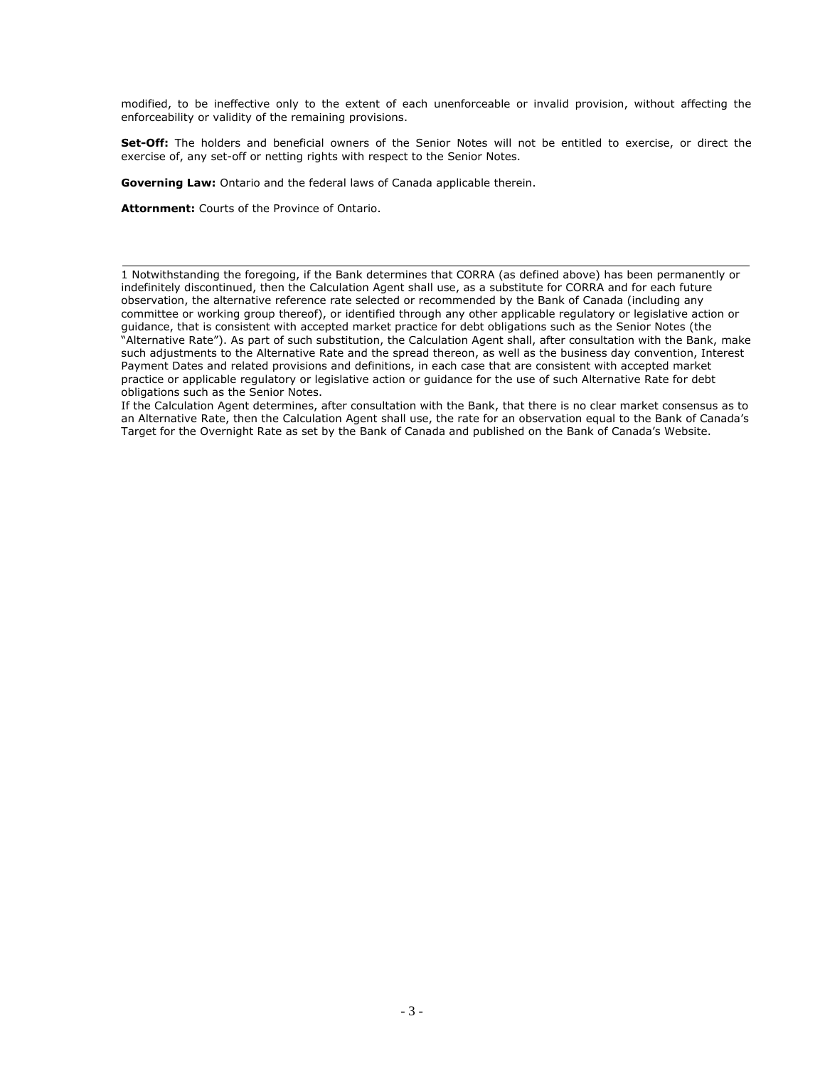modified, to be ineffective only to the extent of each unenforceable or invalid provision, without affecting the enforceability or validity of the remaining provisions.

**Set-Off:** The holders and beneficial owners of the Senior Notes will not be entitled to exercise, or direct the exercise of, any set-off or netting rights with respect to the Senior Notes.

**Governing Law:** Ontario and the federal laws of Canada applicable therein.

**Attornment:** Courts of the Province of Ontario.

---

1 Notwithstanding the foregoing, if the Bank determines that CORRA (as defined above) has been permanently or indefinitely discontinued, then the Calculation Agent shall use, as a substitute for CORRA and for each future observation, the alternative reference rate selected or recommended by the Bank of Canada (including any committee or working group thereof), or identified through any other applicable regulatory or legislative action or guidance, that is consistent with accepted market practice for debt obligations such as the Senior Notes (the "Alternative Rate"). As part of such substitution, the Calculation Agent shall, after consultation with the Bank, make such adjustments to the Alternative Rate and the spread thereon, as well as the business day convention, Interest Payment Dates and related provisions and definitions, in each case that are consistent with accepted market practice or applicable regulatory or legislative action or guidance for the use of such Alternative Rate for debt obligations such as the Senior Notes.

If the Calculation Agent determines, after consultation with the Bank, that there is no clear market consensus as to an Alternative Rate, then the Calculation Agent shall use, the rate for an observation equal to the Bank of Canada's Target for the Overnight Rate as set by the Bank of Canada and published on the Bank of Canada's Website.